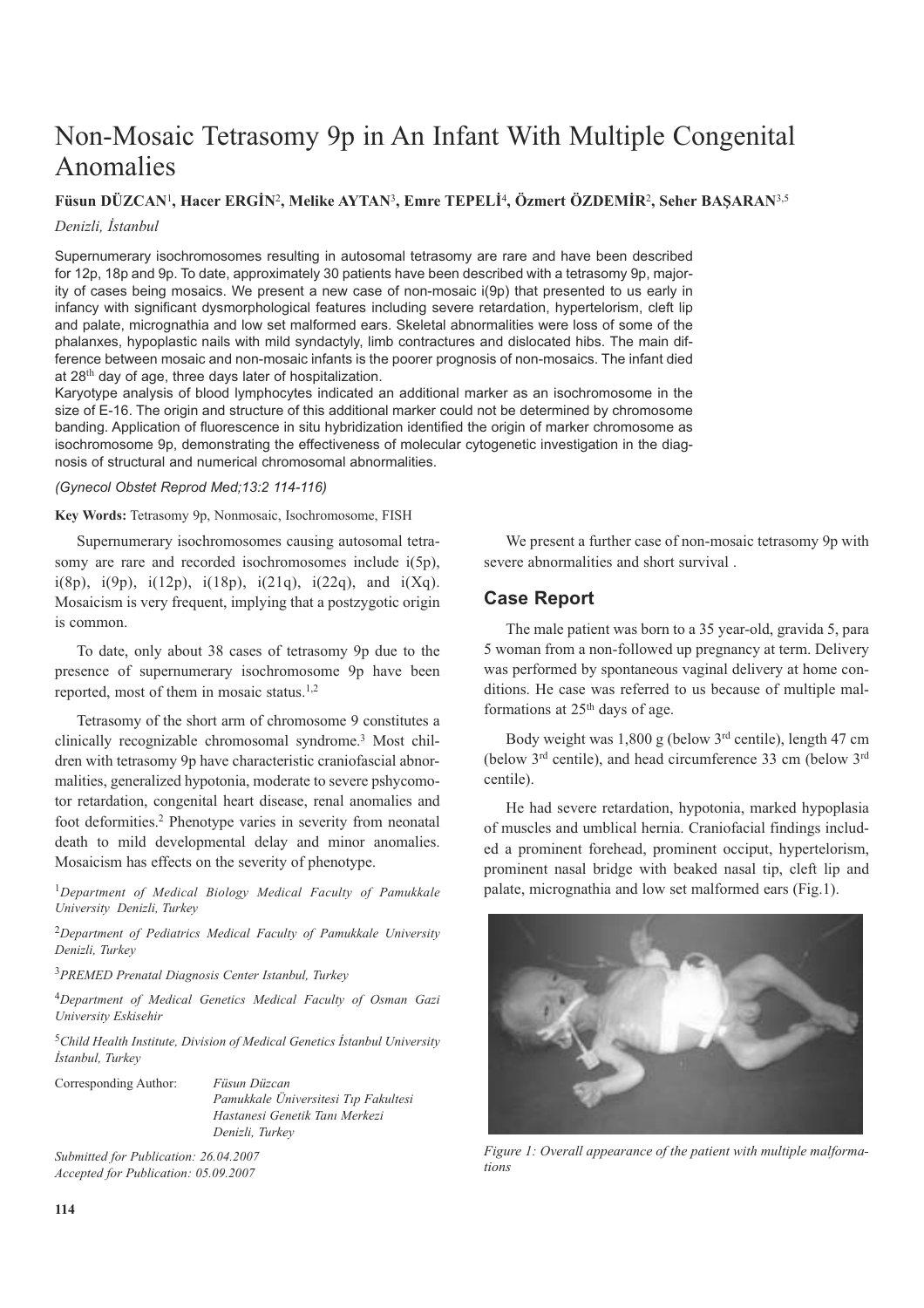# Non-Mosaic Tetrasomy 9p in An Infant With Multiple Congenital Anomalies

**Füsun DÜZCAN[1], Hacer ERGİN[2], Melike AYTAN[3], Emre TEPELİ[4], Özmert ÖZDEMİR[2], Seher BAŞARAN[3,5]**

*Denizli, İstanbul*

Supernumerary isochromosomes resulting in autosomal tetrasomy are rare and have been described for 12p, 18p and 9p. To date, approximately 30 patients have been described with a tetrasomy 9p, majority of cases being mosaics. We present a new case of non-mosaic i(9p) that presented to us early in infancy with significant dysmorphological features including severe retardation, hypertelorism, cleft lip and palate, micrognathia and low set malformed ears. Skeletal abnormalities were loss of some of the phalanxes, hypoplastic nails with mild syndactyly, limb contractures and dislocated hibs. The main difference between mosaic and non-mosaic infants is the poorer prognosis of non-mosaics. The infant died at 28th day of age, three days later of hospitalization.

Karyotype analysis of blood lymphocytes indicated an additional marker as an isochromosome in the size of E-16. The origin and structure of this additional marker could not be determined by chromosome banding. Application of fluorescence in situ hybridization identified the origin of marker chromosome as isochromosome 9p, demonstrating the effectiveness of molecular cytogenetic investigation in the diagnosis of structural and numerical chromosomal abnormalities.

*(Gynecol Obstet Reprod Med;13:2 114-116)*

**Key Words:** Tetrasomy 9p, Nonmosaic, Isochromosome, FISH

Supernumerary isochromosomes causing autosomal tetrasomy are rare and recorded isochromosomes include i(5p), i(8p), i(9p), i(12p), i(18p), i(21q), i(22q), and i(Xq). Mosaicism is very frequent, implying that a postzygotic origin is common.

To date, only about 38 cases of tetrasomy 9p due to the presence of supernumerary isochromosome 9p have been reported, most of them in mosaic status.[1,2]

Tetrasomy of the short arm of chromosome 9 constitutes a clinically recognizable chromosomal syndrome.[3] Most children with tetrasomy 9p have characteristic craniofascial abnormalities, generalized hypotonia, moderate to severe pshycomotor retardation, congenital heart disease, renal anomalies and foot deformities.[2] Phenotype varies in severity from neonatal death to mild developmental delay and minor anomalies. Mosaicism has effects on the severity of phenotype.

[1]*Department of Medical Biology Medical Faculty of Pamukkale University Denizli, Turkey*

[2]*Department of Pediatrics Medical Faculty of Pamukkale University Denizli, Turkey*

[3]*PREMED Prenatal Diagnosis Center Istanbul, Turkey*

[4]*Department of Medical Genetics Medical Faculty of Osman Gazi University Eskisehir*

[5]*Child Health Institute, Division of Medical Genetics İstanbul University İstanbul, Turkey*

Corresponding Author: *Füsun Düzcan, Pamukkale Üniversitesi Tıp Fakultesi Hastanesi Genetik Tanı Merkezi, Denizli, Turkey*

*Submitted for Publication: 26.04.2007*
*Accepted for Publication: 05.09.2007*

We present a further case of non-mosaic tetrasomy 9p with severe abnormalities and short survival .

## Case Report

The male patient was born to a 35 year-old, gravida 5, para 5 woman from a non-followed up pregnancy at term. Delivery was performed by spontaneous vaginal delivery at home conditions. He case was referred to us because of multiple malformations at 25th days of age.

Body weight was 1,800 g (below 3rd centile), length 47 cm (below 3rd centile), and head circumference 33 cm (below 3rd centile).

He had severe retardation, hypotonia, marked hypoplasia of muscles and umblical hernia. Craniofacial findings included a prominent forehead, prominent occiput, hypertelorism, prominent nasal bridge with beaked nasal tip, cleft lip and palate, micrognathia and low set malformed ears (Fig.1).

*Figure 1: Overall appearance of the patient with multiple malformations*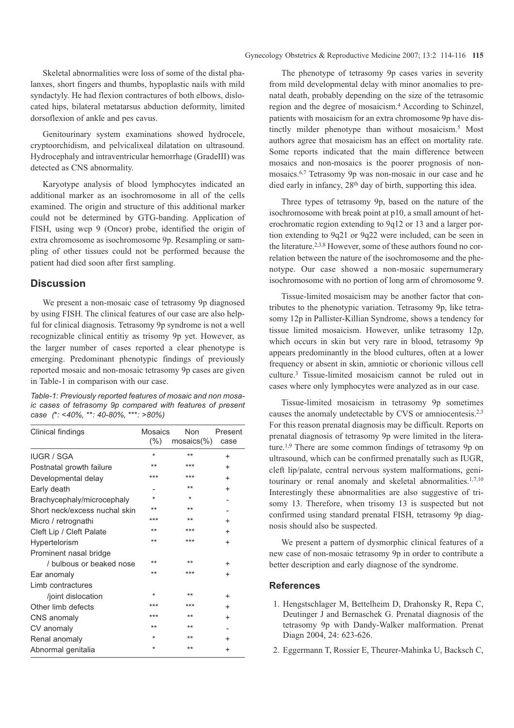Skeletal abnormalities were loss of some of the distal phalanxes, short fingers and thumbs, hypoplastic nails with mild syndactyly. He had flexion contractures of both elbows, dislocated hips, bilateral metatarsus abduction deformity, limited dorsoflexion of ankle and pes cavus.

Genitourinary system examinations showed hydrocele, cryptoorchidism, and pelvicalixeal dilatation on ultrasound. Hydrocephaly and intraventricular hemorrhage (GradeIII) was detected as CNS abnormality.

Karyotype analysis of blood lymphocytes indicated an additional marker as an isochromosome in all of the cells examined. The origin and structure of this additional marker could not be determined by GTG-banding. Application of FISH, using wcp 9 (Oncor) probe, identified the origin of extra chromosome as isochromosome 9p. Resampling or sampling of other tissues could not be performed because the patient had died soon after first sampling.

## Discussion

We present a non-mosaic case of tetrasomy 9p diagnosed by using FISH. The clinical features of our case are also helpful for clinical diagnosis. Tetrasomy 9p syndrome is not a well recognizable clinical entitiy as trisomy 9p yet. However, as the larger number of cases reported a clear phenotype is emerging. Predominant phenotypic findings of previously reported mosaic and non-mosaic tetrasomy 9p cases are given in Table-1 in comparison with our case.

*Table-1: Previously reported features of mosaic and non mosaic cases of tetrasomy 9p compared with features of present case (*: <40%, **: 40-80%, ***: >80%)*

| Clinical findings | Mosaics (%) | Non mosaics(%) | Present case |
|---|---|---|---|
| IUGR / SGA | * | ** | + |
| Postnatal growth failure | ** | *** | + |
| Developmental delay | *** | *** | + |
| Early death | - | ** | + |
| Brachycephaly/microcephaly | * | * | - |
| Short neck/excess nuchal skin | ** | ** | - |
| Micro / retrognathi | *** | ** | + |
| Cleft Lip / Cleft Palate | ** | *** | + |
| Hypertelorism | ** | *** | + |
| Prominent nasal bridge / bulbous or beaked nose | ** | ** | + |
| Ear anomaly | ** | *** | + |
| Limb contractures /joint dislocation | * | ** | + |
| Other limb defects | *** | *** | + |
| CNS anomaly | *** | ** | + |
| CV anomaly | ** | ** | - |
| Renal anomaly | * | ** | + |
| Abnormal genitalia | * | ** | + |

The phenotype of tetrasomy 9p cases varies in severity from mild developmental delay with minor anomalies to prenatal death, probably depending on the size of the tetrasomic region and the degree of mosaicism.[4] According to Schinzel, patients with mosaicism for an extra chromosome 9p have distinctly milder phenotype than without mosaicism.[5] Most authors agree that mosaicism has an effect on mortality rate. Some reports indicated that the main difference between mosaics and non-mosaics is the poorer prognosis of non-mosaics.[6,7] Tetrasomy 9p was non-mosaic in our case and he died early in infancy, 28th day of birth, supporting this idea.

Three types of tetrasomy 9p, based on the nature of the isochromosome with break point at p10, a small amount of heterochromatic region extending to 9q12 or 13 and a larger portion extending to 9q21 or 9q22 were included, can be seen in the literature.[2,3,8] However, some of these authors found no correlation between the nature of the isochromosome and the phenotype. Our case showed a non-mosaic supernumerary isochromosome with no portion of long arm of chromosome 9.

Tissue-limited mosaicism may be another factor that contributes to the phenotypic variation. Tetrasomy 9p, like tetrasomy 12p in Pallister-Killian Syndrome, shows a tendency for tissue limited mosaicism. However, unlike tetrasomy 12p, which occurs in skin but very rare in blood, tetrasomy 9p appears predominantly in the blood cultures, often at a lower frequency or absent in skin, amniotic or chorionic villous cell culture.[3] Tissue-limited mosaicism cannot be ruled out in cases where only lymphocytes were analyzed as in our case.

Tissue-limited mosaicism in tetrasomy 9p sometimes causes the anomaly undetectable by CVS or amniocentesis.[2,3] For this reason prenatal diagnosis may be difficult. Reports on prenatal diagnosis of tetrasomy 9p were limited in the literature.[1,9] There are some common findings of tetrasomy 9p on ultrasound, which can be confirmed prenatally such as IUGR, cleft lip/palate, central nervous system malformations, genitourinary or renal anomaly and skeletal abnormalities.[1,7,10] Interestingly these abnormalities are also suggestive of trisomy 13. Therefore, when trisomy 13 is suspected but not confirmed using standard prenatal FISH, tetrasomy 9p diagnosis should also be suspected.

We present a pattern of dysmorphic clinical features of a new case of non-mosaic tetrasomy 9p in order to contribute a better description and early diagnose of the syndrome.

## References

1. Hengstschlager M, Bettelheim D, Drahonsky R, Repa C, Deutinger J and Bernaschek G. Prenatal diagnosis of the tetrasomy 9p with Dandy-Walker malformation. Prenat Diagn 2004, 24: 623-626.
2. Eggermann T, Rossier E, Theurer-Mahinka U, Backsch C,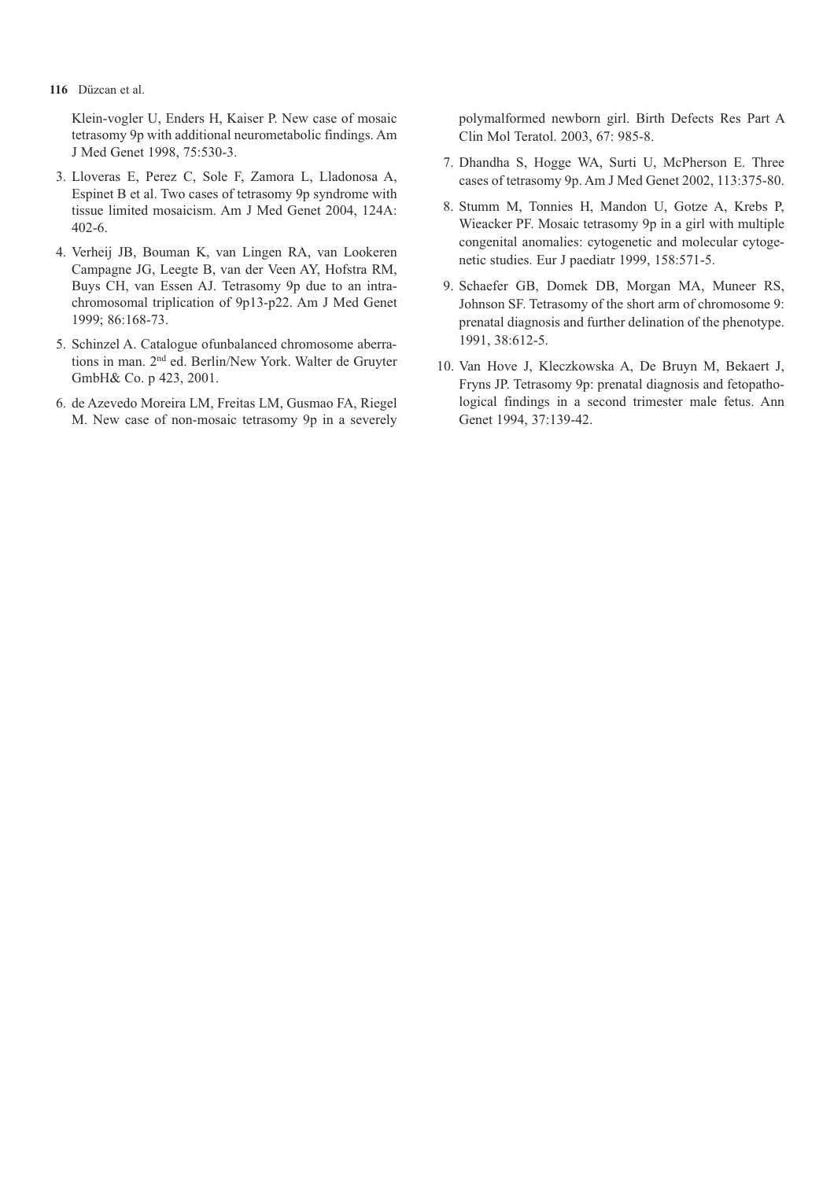Klein-vogler U, Enders H, Kaiser P. New case of mosaic tetrasomy 9p with additional neurometabolic findings. Am J Med Genet 1998, 75:530-3.

3. Lloveras E, Perez C, Sole F, Zamora L, Lladonosa A, Espinet B et al. Two cases of tetrasomy 9p syndrome with tissue limited mosaicism. Am J Med Genet 2004, 124A: 402-6.
4. Verheij JB, Bouman K, van Lingen RA, van Lookeren Campagne JG, Leegte B, van der Veen AY, Hofstra RM, Buys CH, van Essen AJ. Tetrasomy 9p due to an intrachromosomal triplication of 9p13-p22. Am J Med Genet 1999; 86:168-73.
5. Schinzel A. Catalogue ofunbalanced chromosome aberrations in man. 2nd ed. Berlin/New York. Walter de Gruyter GmbH& Co. p 423, 2001.
6. de Azevedo Moreira LM, Freitas LM, Gusmao FA, Riegel M. New case of non-mosaic tetrasomy 9p in a severely polymalformed newborn girl. Birth Defects Res Part A Clin Mol Teratol. 2003, 67: 985-8.
7. Dhandha S, Hogge WA, Surti U, McPherson E. Three cases of tetrasomy 9p. Am J Med Genet 2002, 113:375-80.
8. Stumm M, Tonnies H, Mandon U, Gotze A, Krebs P, Wieacker PF. Mosaic tetrasomy 9p in a girl with multiple congenital anomalies: cytogenetic and molecular cytogenetic studies. Eur J paediatr 1999, 158:571-5.
9. Schaefer GB, Domek DB, Morgan MA, Muneer RS, Johnson SF. Tetrasomy of the short arm of chromosome 9: prenatal diagnosis and further delination of the phenotype. 1991, 38:612-5.
10. Van Hove J, Kleczkowska A, De Bruyn M, Bekaert J, Fryns JP. Tetrasomy 9p: prenatal diagnosis and fetopathological findings in a second trimester male fetus. Ann Genet 1994, 37:139-42.